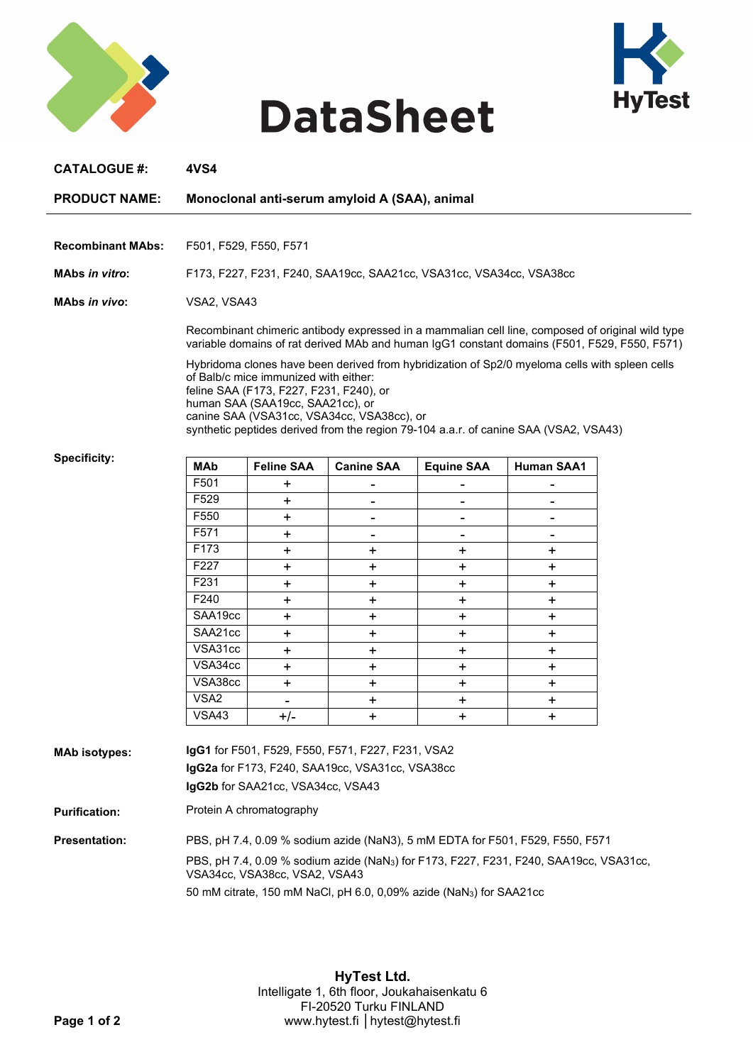# DataSheet

**CATALOGUE #:** **4VS4**

**PRODUCT NAME:** **Monoclonal anti-serum amyloid A (SAA), animal**

---

**Recombinant MAbs:** F501, F529, F550, F571

**MAbs *in vitro*:** F173, F227, F231, F240, SAA19cc, SAA21cc, VSA31cc, VSA34cc, VSA38cc

**MAbs *in vivo*:** VSA2, VSA43

Recombinant chimeric antibody expressed in a mammalian cell line, composed of original wild type variable domains of rat derived MAb and human IgG1 constant domains (F501, F529, F550, F571)

Hybridoma clones have been derived from hybridization of Sp2/0 myeloma cells with spleen cells of Balb/c mice immunized with either:
feline SAA (F173, F227, F231, F240), or
human SAA (SAA19cc, SAA21cc), or
canine SAA (VSA31cc, VSA34cc, VSA38cc), or
synthetic peptides derived from the region 79-104 a.a.r. of canine SAA (VSA2, VSA43)

**Specificity:**

| MAb | Feline SAA | Canine SAA | Equine SAA | Human SAA1 |
|---|---|---|---|---|
| F501 | + | - | - | - |
| F529 | + | - | - | - |
| F550 | + | - | - | - |
| F571 | + | - | - | - |
| F173 | + | + | + | + |
| F227 | + | + | + | + |
| F231 | + | + | + | + |
| F240 | + | + | + | + |
| SAA19cc | + | + | + | + |
| SAA21cc | + | + | + | + |
| VSA31cc | + | + | + | + |
| VSA34cc | + | + | + | + |
| VSA38cc | + | + | + | + |
| VSA2 | - | + | + | + |
| VSA43 | +/- | + | + | + |

**MAb isotypes:**
**IgG1** for F501, F529, F550, F571, F227, F231, VSA2
**IgG2a** for F173, F240, SAA19cc, VSA31cc, VSA38cc
**IgG2b** for SAA21cc, VSA34cc, VSA43

**Purification:** Protein A chromatography

**Presentation:**
PBS, pH 7.4, 0.09 % sodium azide ($NaN_3$), 5 mM EDTA for F501, F529, F550, F571

PBS, pH 7.4, 0.09 % sodium azide ($NaN_3$) for F173, F227, F231, F240, SAA19cc, VSA31cc, VSA34cc, VSA38cc, VSA2, VSA43

50 mM citrate, 150 mM NaCl, pH 6.0, 0,09% azide ($NaN_3$) for SAA21cc

**HyTest Ltd.**
Intelligate 1, 6th floor, Joukahaisenkatu 6
FI-20520 Turku FINLAND
www.hytest.fi │hytest@hytest.fi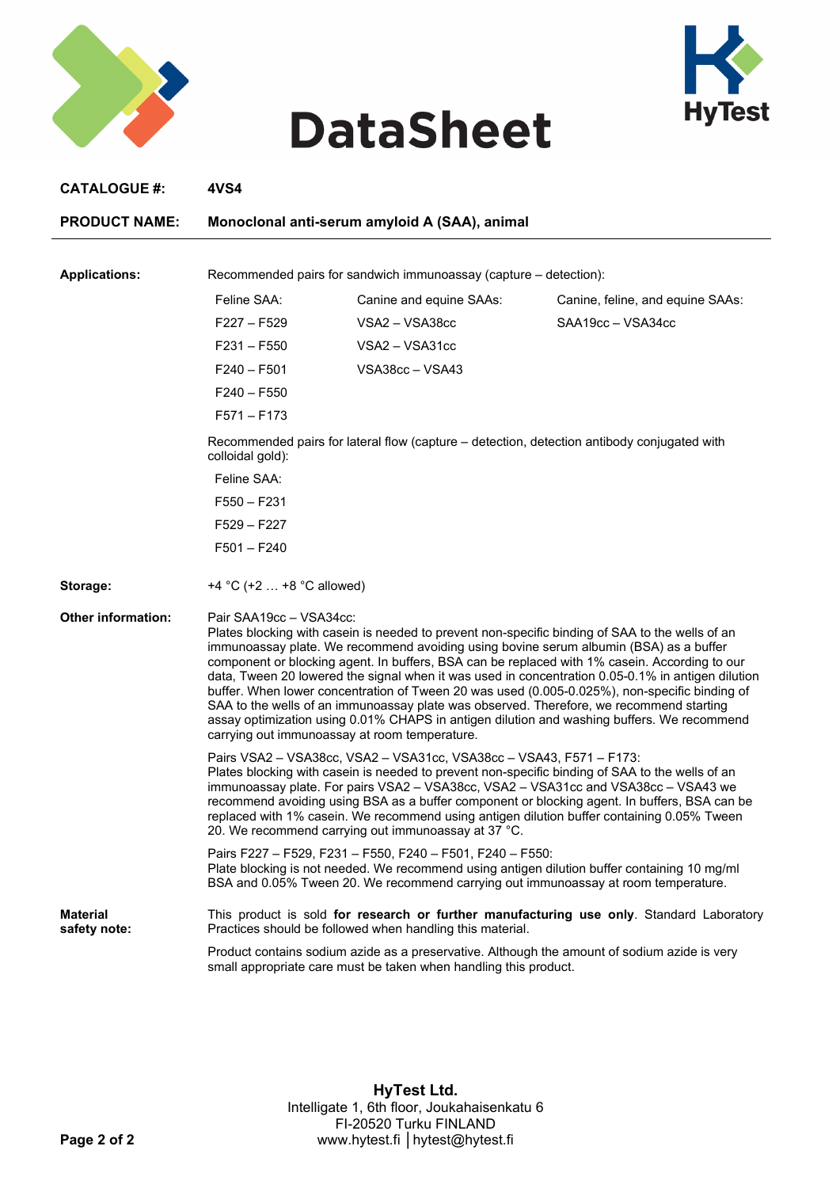# DataSheet

**CATALOGUE #:** **4VS4**

**PRODUCT NAME:** **Monoclonal anti-serum amyloid A (SAA), animal**

---

**Applications:**

Recommended pairs for sandwich immunoassay (capture – detection):

| Feline SAA: | Canine and equine SAAs: | Canine, feline, and equine SAAs: |
|---|---|---|
| F227 – F529 | VSA2 – VSA38cc | SAA19cc – VSA34cc |
| F231 – F550 | VSA2 – VSA31cc | |
| F240 – F501 | VSA38cc – VSA43 | |
| F240 – F550 | | |
| F571 – F173 | | |

Recommended pairs for lateral flow (capture – detection, detection antibody conjugated with colloidal gold):

Feline SAA:

F550 – F231

F529 – F227

F501 – F240

**Storage:**

+4 °C (+2 … +8 °C allowed)

**Other information:**

Pair SAA19cc – VSA34cc:
Plates blocking with casein is needed to prevent non-specific binding of SAA to the wells of an immunoassay plate. We recommend avoiding using bovine serum albumin (BSA) as a buffer component or blocking agent. In buffers, BSA can be replaced with 1% casein. According to our data, Tween 20 lowered the signal when it was used in concentration 0.05-0.1% in antigen dilution buffer. When lower concentration of Tween 20 was used (0.005-0.025%), non-specific binding of SAA to the wells of an immunoassay plate was observed. Therefore, we recommend starting assay optimization using 0.01% CHAPS in antigen dilution and washing buffers. We recommend carrying out immunoassay at room temperature.

Pairs VSA2 – VSA38cc, VSA2 – VSA31cc, VSA38cc – VSA43, F571 – F173:
Plates blocking with casein is needed to prevent non-specific binding of SAA to the wells of an immunoassay plate. For pairs VSA2 – VSA38cc, VSA2 – VSA31cc and VSA38cc – VSA43 we recommend avoiding using BSA as a buffer component or blocking agent. In buffers, BSA can be replaced with 1% casein. We recommend using antigen dilution buffer containing 0.05% Tween 20. We recommend carrying out immunoassay at 37 °C.

Pairs F227 – F529, F231 – F550, F240 – F501, F240 – F550:
Plate blocking is not needed. We recommend using antigen dilution buffer containing 10 mg/ml BSA and 0.05% Tween 20. We recommend carrying out immunoassay at room temperature.

**Material safety note:**

This product is sold **for research or further manufacturing use only**. Standard Laboratory Practices should be followed when handling this material.

Product contains sodium azide as a preservative. Although the amount of sodium azide is very small appropriate care must be taken when handling this product.

**HyTest Ltd.**
Intelligate 1, 6th floor, Joukahaisenkatu 6
FI-20520 Turku FINLAND
www.hytest.fi │hytest@hytest.fi